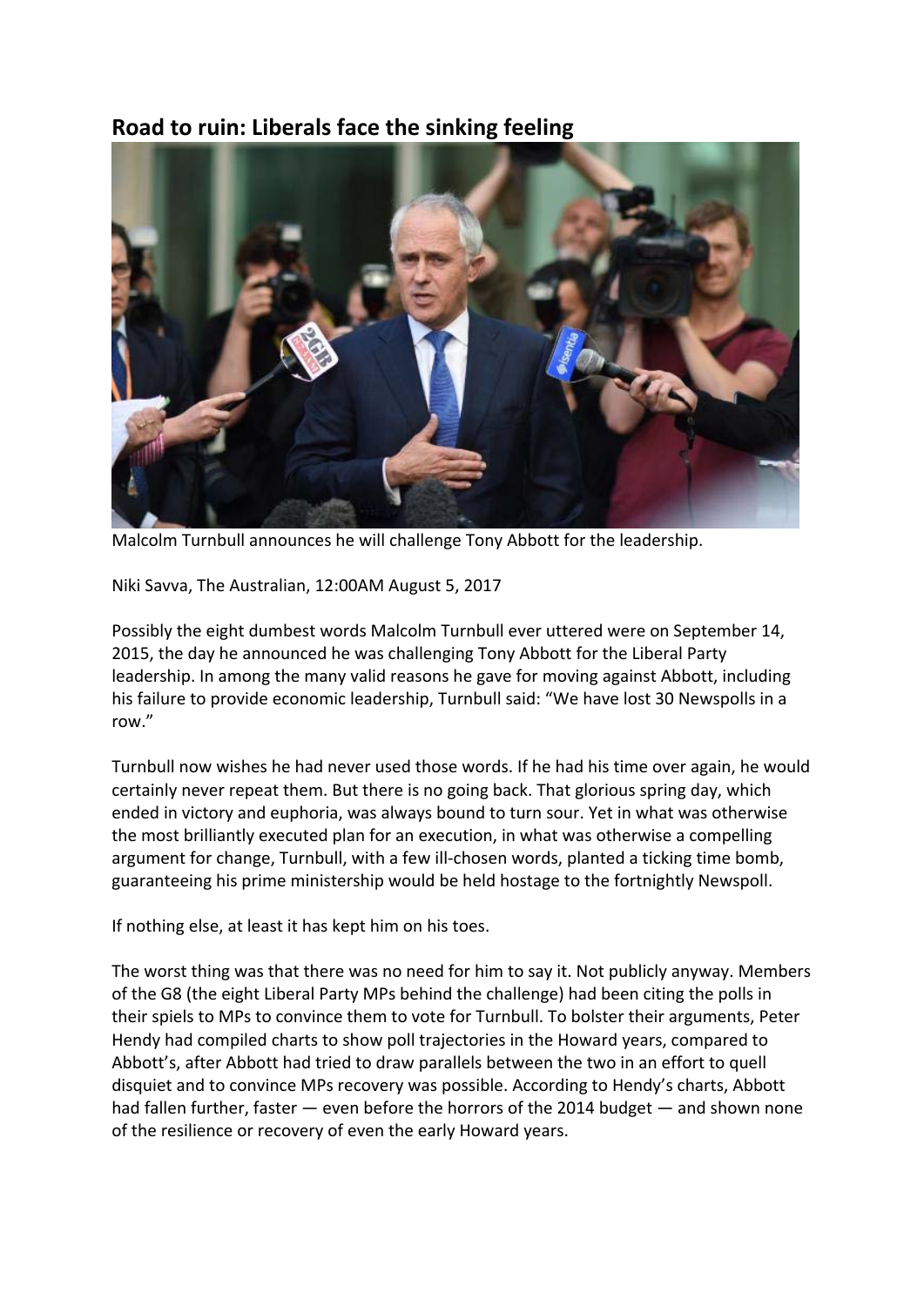## Road to ruin: Liberals face the sinking feeling

Malcolm Turnbull announces he will challenge Tony Abbott for the leadership.

Niki Savva, The Australian, 12:00AM August 5, 2017

Possibly the eight dumbest words Malcolm Turnbull ever uttered were on September 14, 2015, the day he announced he was challenging Tony Abbott for the Liberal Party leadership. In among the many valid reasons he gave for moving against Abbott, including his failure to provide economic leadership, Turnbull said: "We have lost 30 Newspolls in a row."

Turnbull now wishes he had never used those words. If he had his time over again, he would certainly never repeat them. But there is no going back. That glorious spring day, which ended in victory and euphoria, was always bound to turn sour. Yet in what was otherwise the most brilliantly executed plan for an execution, in what was otherwise a compelling argument for change, Turnbull, with a few ill-chosen words, planted a ticking time bomb, guaranteeing his prime ministership would be held hostage to the fortnightly Newspoll.

If nothing else, at least it has kept him on his toes.

The worst thing was that there was no need for him to say it. Not publicly anyway. Members of the G8 (the eight Liberal Party MPs behind the challenge) had been citing the polls in their spiels to MPs to convince them to vote for Turnbull. To bolster their arguments, Peter Hendy had compiled charts to show poll trajectories in the Howard years, compared to Abbott's, after Abbott had tried to draw parallels between the two in an effort to quell disquiet and to convince MPs recovery was possible. According to Hendy's charts, Abbott had fallen further, faster — even before the horrors of the 2014 budget — and shown none of the resilience or recovery of even the early Howard years.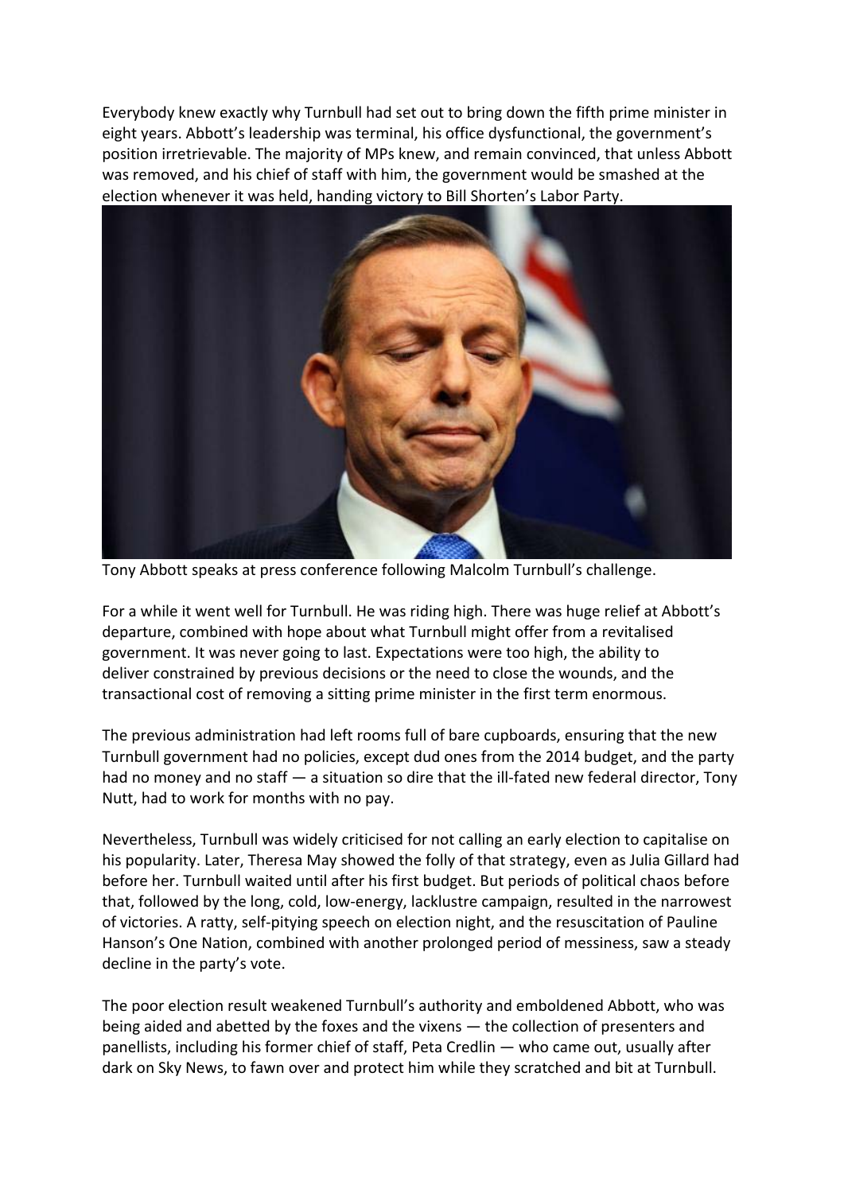Everybody knew exactly why Turnbull had set out to bring down the fifth prime minister in eight years. Abbott's leadership was terminal, his office dysfunctional, the government's position irretrievable. The majority of MPs knew, and remain convinced, that unless Abbott was removed, and his chief of staff with him, the government would be smashed at the election whenever it was held, handing victory to Bill Shorten's Labor Party.

Tony Abbott speaks at press conference following Malcolm Turnbull's challenge.

For a while it went well for Turnbull. He was riding high. There was huge relief at Abbott's departure, combined with hope about what Turnbull might offer from a revitalised government. It was never going to last. Expectations were too high, the ability to deliver constrained by previous decisions or the need to close the wounds, and the transactional cost of removing a sitting prime minister in the first term enormous.

The previous administration had left rooms full of bare cupboards, ensuring that the new Turnbull government had no policies, except dud ones from the 2014 budget, and the party had no money and no staff — a situation so dire that the ill-fated new federal director, Tony Nutt, had to work for months with no pay.

Nevertheless, Turnbull was widely criticised for not calling an early election to capitalise on his popularity. Later, Theresa May showed the folly of that strategy, even as Julia Gillard had before her. Turnbull waited until after his first budget. But periods of political chaos before that, followed by the long, cold, low-energy, lacklustre campaign, resulted in the narrowest of victories. A ratty, self-pitying speech on election night, and the resuscitation of Pauline Hanson's One Nation, combined with another prolonged period of messiness, saw a steady decline in the party's vote.

The poor election result weakened Turnbull's authority and emboldened Abbott, who was being aided and abetted by the foxes and the vixens — the collection of presenters and panellists, including his former chief of staff, Peta Credlin — who came out, usually after dark on Sky News, to fawn over and protect him while they scratched and bit at Turnbull.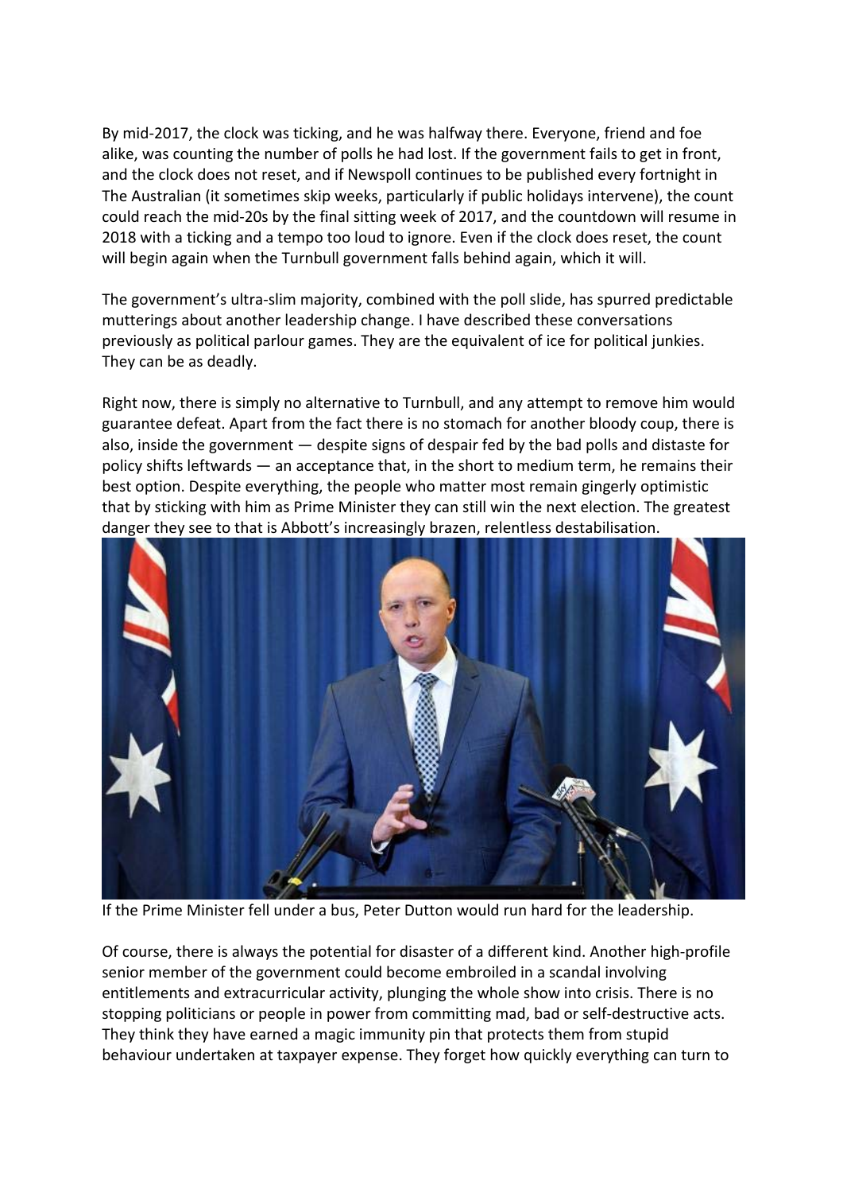By mid-2017, the clock was ticking, and he was halfway there. Everyone, friend and foe alike, was counting the number of polls he had lost. If the government fails to get in front, and the clock does not reset, and if Newspoll continues to be published every fortnight in The Australian (it sometimes skip weeks, particularly if public holidays intervene), the count could reach the mid-20s by the final sitting week of 2017, and the countdown will resume in 2018 with a ticking and a tempo too loud to ignore. Even if the clock does reset, the count will begin again when the Turnbull government falls behind again, which it will.

The government's ultra-slim majority, combined with the poll slide, has spurred predictable mutterings about another leadership change. I have described these conversations previously as political parlour games. They are the equivalent of ice for political junkies. They can be as deadly.

Right now, there is simply no alternative to Turnbull, and any attempt to remove him would guarantee defeat. Apart from the fact there is no stomach for another bloody coup, there is also, inside the government — despite signs of despair fed by the bad polls and distaste for policy shifts leftwards — an acceptance that, in the short to medium term, he remains their best option. Despite everything, the people who matter most remain gingerly optimistic that by sticking with him as Prime Minister they can still win the next election. The greatest danger they see to that is Abbott's increasingly brazen, relentless destabilisation.

If the Prime Minister fell under a bus, Peter Dutton would run hard for the leadership.

Of course, there is always the potential for disaster of a different kind. Another high-profile senior member of the government could become embroiled in a scandal involving entitlements and extracurricular activity, plunging the whole show into crisis. There is no stopping politicians or people in power from committing mad, bad or self-destructive acts. They think they have earned a magic immunity pin that protects them from stupid behaviour undertaken at taxpayer expense. They forget how quickly everything can turn to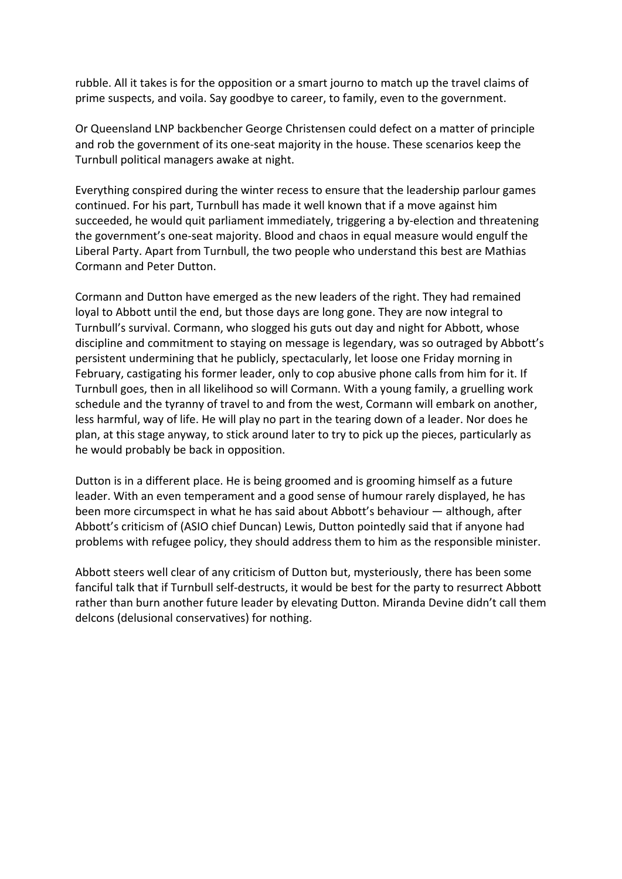rubble. All it takes is for the opposition or a smart journo to match up the travel claims of prime suspects, and voila. Say goodbye to career, to family, even to the government.

Or Queensland LNP backbencher George Christensen could defect on a matter of principle and rob the government of its one-seat majority in the house. These scenarios keep the Turnbull political managers awake at night.

Everything conspired during the winter recess to ensure that the leadership parlour games continued. For his part, Turnbull has made it well known that if a move against him succeeded, he would quit parliament immediately, triggering a by-election and threatening the government's one-seat majority. Blood and chaos in equal measure would engulf the Liberal Party. Apart from Turnbull, the two people who understand this best are Mathias Cormann and Peter Dutton.

Cormann and Dutton have emerged as the new leaders of the right. They had remained loyal to Abbott until the end, but those days are long gone. They are now integral to Turnbull's survival. Cormann, who slogged his guts out day and night for Abbott, whose discipline and commitment to staying on message is legendary, was so outraged by Abbott's persistent undermining that he publicly, spectacularly, let loose one Friday morning in February, castigating his former leader, only to cop abusive phone calls from him for it. If Turnbull goes, then in all likelihood so will Cormann. With a young family, a gruelling work schedule and the tyranny of travel to and from the west, Cormann will embark on another, less harmful, way of life. He will play no part in the tearing down of a leader. Nor does he plan, at this stage anyway, to stick around later to try to pick up the pieces, particularly as he would probably be back in opposition.

Dutton is in a different place. He is being groomed and is grooming himself as a future leader. With an even temperament and a good sense of humour rarely displayed, he has been more circumspect in what he has said about Abbott's behaviour — although, after Abbott's criticism of (ASIO chief Duncan) Lewis, Dutton pointedly said that if anyone had problems with refugee policy, they should address them to him as the responsible minister.

Abbott steers well clear of any criticism of Dutton but, mysteriously, there has been some fanciful talk that if Turnbull self-destructs, it would be best for the party to resurrect Abbott rather than burn another future leader by elevating Dutton. Miranda Devine didn't call them delcons (delusional conservatives) for nothing.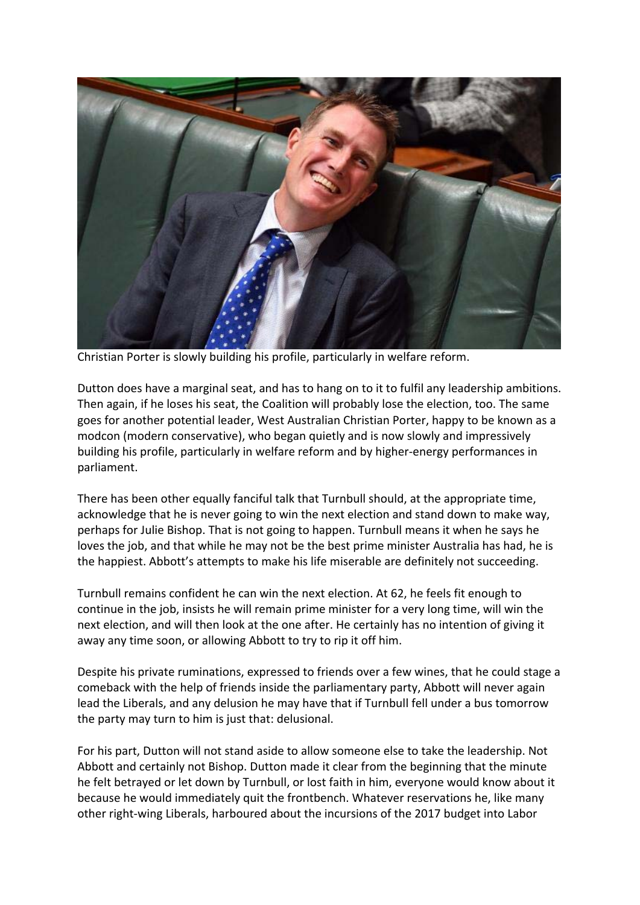Christian Porter is slowly building his profile, particularly in welfare reform.

Dutton does have a marginal seat, and has to hang on to it to fulfil any leadership ambitions. Then again, if he loses his seat, the Coalition will probably lose the election, too. The same goes for another potential leader, West Australian Christian Porter, happy to be known as a modcon (modern conservative), who began quietly and is now slowly and impressively building his profile, particularly in welfare reform and by higher-energy performances in parliament.

There has been other equally fanciful talk that Turnbull should, at the appropriate time, acknowledge that he is never going to win the next election and stand down to make way, perhaps for Julie Bishop. That is not going to happen. Turnbull means it when he says he loves the job, and that while he may not be the best prime minister Australia has had, he is the happiest. Abbott's attempts to make his life miserable are definitely not succeeding.

Turnbull remains confident he can win the next election. At 62, he feels fit enough to continue in the job, insists he will remain prime minister for a very long time, will win the next election, and will then look at the one after. He certainly has no intention of giving it away any time soon, or allowing Abbott to try to rip it off him.

Despite his private ruminations, expressed to friends over a few wines, that he could stage a comeback with the help of friends inside the parliamentary party, Abbott will never again lead the Liberals, and any delusion he may have that if Turnbull fell under a bus tomorrow the party may turn to him is just that: delusional.

For his part, Dutton will not stand aside to allow someone else to take the leadership. Not Abbott and certainly not Bishop. Dutton made it clear from the beginning that the minute he felt betrayed or let down by Turnbull, or lost faith in him, everyone would know about it because he would immediately quit the frontbench. Whatever reservations he, like many other right-wing Liberals, harboured about the incursions of the 2017 budget into Labor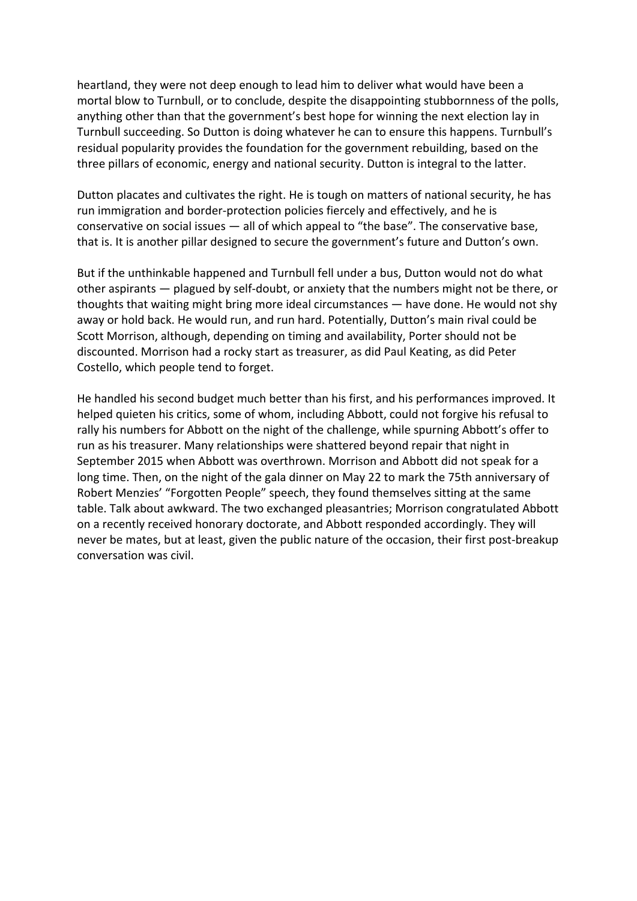heartland, they were not deep enough to lead him to deliver what would have been a mortal blow to Turnbull, or to conclude, despite the disappointing stubbornness of the polls, anything other than that the government's best hope for winning the next election lay in Turnbull succeeding. So Dutton is doing whatever he can to ensure this happens. Turnbull's residual popularity provides the foundation for the government rebuilding, based on the three pillars of economic, energy and national security. Dutton is integral to the latter.

Dutton placates and cultivates the right. He is tough on matters of national security, he has run immigration and border-protection policies fiercely and effectively, and he is conservative on social issues — all of which appeal to "the base". The conservative base, that is. It is another pillar designed to secure the government's future and Dutton's own.

But if the unthinkable happened and Turnbull fell under a bus, Dutton would not do what other aspirants — plagued by self-doubt, or anxiety that the numbers might not be there, or thoughts that waiting might bring more ideal circumstances — have done. He would not shy away or hold back. He would run, and run hard. Potentially, Dutton's main rival could be Scott Morrison, although, depending on timing and availability, Porter should not be discounted. Morrison had a rocky start as treasurer, as did Paul Keating, as did Peter Costello, which people tend to forget.

He handled his second budget much better than his first, and his performances improved. It helped quieten his critics, some of whom, including Abbott, could not forgive his refusal to rally his numbers for Abbott on the night of the challenge, while spurning Abbott's offer to run as his treasurer. Many relationships were shattered beyond repair that night in September 2015 when Abbott was overthrown. Morrison and Abbott did not speak for a long time. Then, on the night of the gala dinner on May 22 to mark the 75th anniversary of Robert Menzies' "Forgotten People" speech, they found themselves sitting at the same table. Talk about awkward. The two exchanged pleasantries; Morrison congratulated Abbott on a recently received honorary doctorate, and Abbott responded accordingly. They will never be mates, but at least, given the public nature of the occasion, their first post-breakup conversation was civil.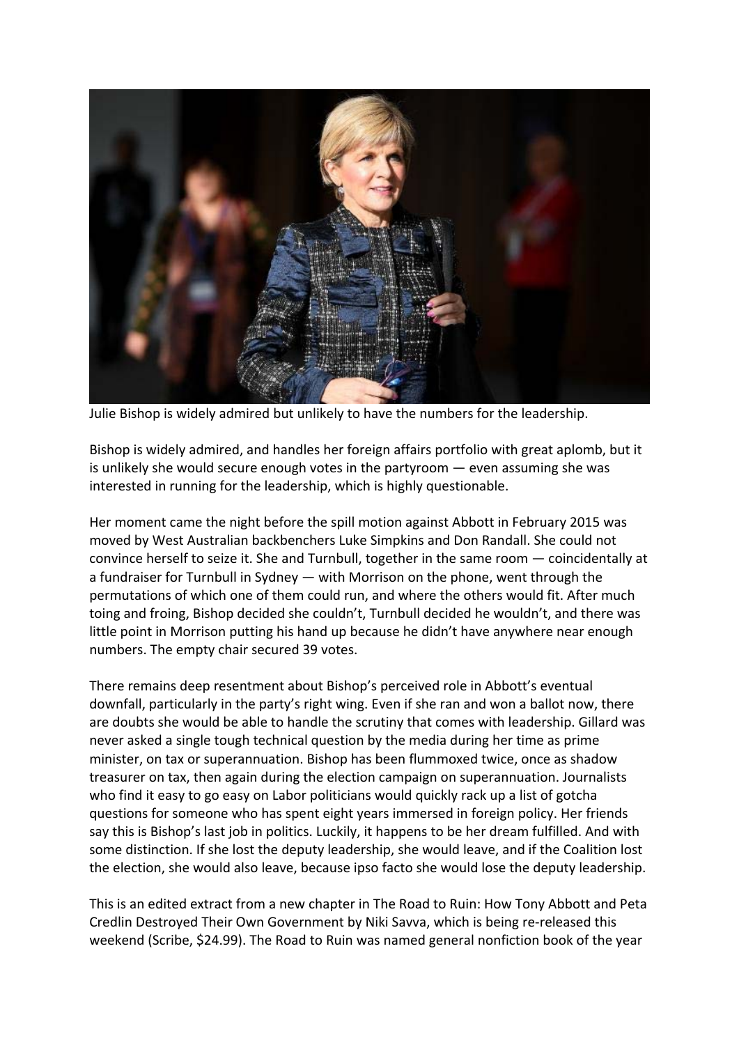Julie Bishop is widely admired but unlikely to have the numbers for the leadership.

Bishop is widely admired, and handles her foreign affairs portfolio with great aplomb, but it is unlikely she would secure enough votes in the partyroom — even assuming she was interested in running for the leadership, which is highly questionable.

Her moment came the night before the spill motion against Abbott in February 2015 was moved by West Australian backbenchers Luke Simpkins and Don Randall. She could not convince herself to seize it. She and Turnbull, together in the same room — coincidentally at a fundraiser for Turnbull in Sydney — with Morrison on the phone, went through the permutations of which one of them could run, and where the others would fit. After much toing and froing, Bishop decided she couldn't, Turnbull decided he wouldn't, and there was little point in Morrison putting his hand up because he didn't have anywhere near enough numbers. The empty chair secured 39 votes.

There remains deep resentment about Bishop's perceived role in Abbott's eventual downfall, particularly in the party's right wing. Even if she ran and won a ballot now, there are doubts she would be able to handle the scrutiny that comes with leadership. Gillard was never asked a single tough technical question by the media during her time as prime minister, on tax or superannuation. Bishop has been flummoxed twice, once as shadow treasurer on tax, then again during the election campaign on superannuation. Journalists who find it easy to go easy on Labor politicians would quickly rack up a list of gotcha questions for someone who has spent eight years immersed in foreign policy. Her friends say this is Bishop's last job in politics. Luckily, it happens to be her dream fulfilled. And with some distinction. If she lost the deputy leadership, she would leave, and if the Coalition lost the election, she would also leave, because ipso facto she would lose the deputy leadership.

This is an edited extract from a new chapter in The Road to Ruin: How Tony Abbott and Peta Credlin Destroyed Their Own Government by Niki Savva, which is being re-released this weekend (Scribe, $24.99). The Road to Ruin was named general nonfiction book of the year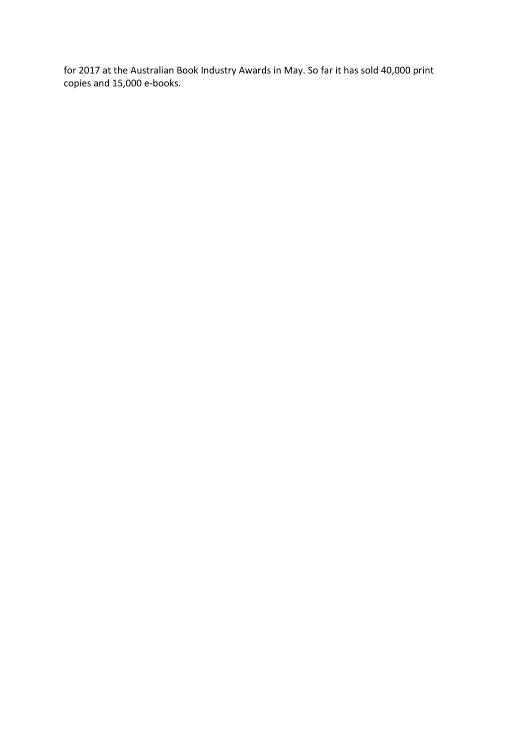for 2017 at the Australian Book Industry Awards in May. So far it has sold 40,000 print copies and 15,000 e-books.